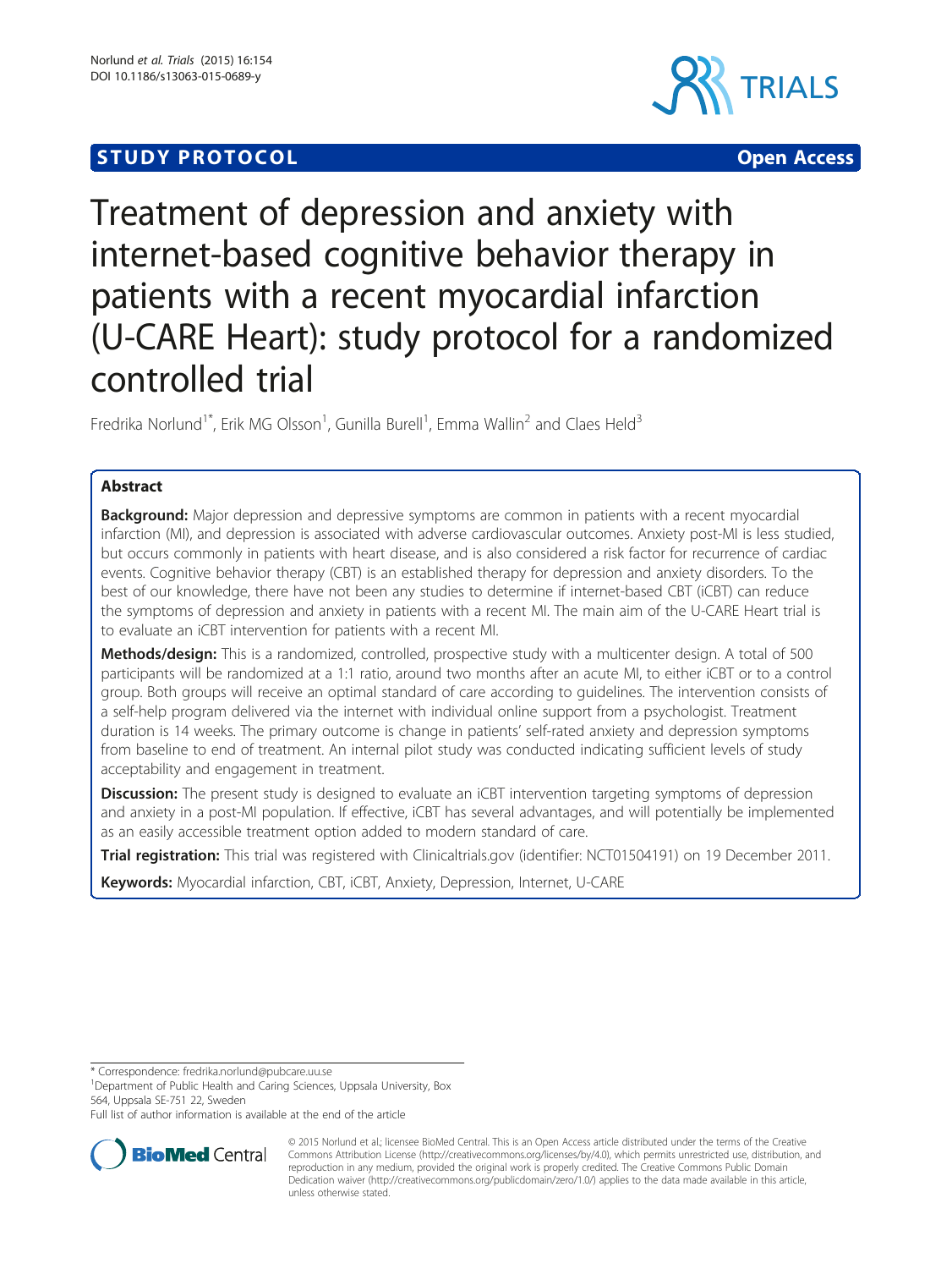**STUDY PROTOCOL** **Open Access**

# Treatment of depression and anxiety with internet-based cognitive behavior therapy in patients with a recent myocardial infarction (U-CARE Heart): study protocol for a randomized controlled trial

Fredrika Norlund[1*], Erik MG Olsson[1], Gunilla Burell[1], Emma Wallin[2] and Claes Held[3]

## Abstract

**Background:** Major depression and depressive symptoms are common in patients with a recent myocardial infarction (MI), and depression is associated with adverse cardiovascular outcomes. Anxiety post-MI is less studied, but occurs commonly in patients with heart disease, and is also considered a risk factor for recurrence of cardiac events. Cognitive behavior therapy (CBT) is an established therapy for depression and anxiety disorders. To the best of our knowledge, there have not been any studies to determine if internet-based CBT (iCBT) can reduce the symptoms of depression and anxiety in patients with a recent MI. The main aim of the U-CARE Heart trial is to evaluate an iCBT intervention for patients with a recent MI.

**Methods/design:** This is a randomized, controlled, prospective study with a multicenter design. A total of 500 participants will be randomized at a 1:1 ratio, around two months after an acute MI, to either iCBT or to a control group. Both groups will receive an optimal standard of care according to guidelines. The intervention consists of a self-help program delivered via the internet with individual online support from a psychologist. Treatment duration is 14 weeks. The primary outcome is change in patients' self-rated anxiety and depression symptoms from baseline to end of treatment. An internal pilot study was conducted indicating sufficient levels of study acceptability and engagement in treatment.

**Discussion:** The present study is designed to evaluate an iCBT intervention targeting symptoms of depression and anxiety in a post-MI population. If effective, iCBT has several advantages, and will potentially be implemented as an easily accessible treatment option added to modern standard of care.

**Trial registration:** This trial was registered with Clinicaltrials.gov (identifier: NCT01504191) on 19 December 2011.

**Keywords:** Myocardial infarction, CBT, iCBT, Anxiety, Depression, Internet, U-CARE

---

\* Correspondence: fredrika.norlund@pubcare.uu.se

[1]Department of Public Health and Caring Sciences, Uppsala University, Box 564, Uppsala SE-751 22, Sweden

Full list of author information is available at the end of the article

© 2015 Norlund et al.; licensee BioMed Central. This is an Open Access article distributed under the terms of the Creative Commons Attribution License (http://creativecommons.org/licenses/by/4.0), which permits unrestricted use, distribution, and reproduction in any medium, provided the original work is properly credited. The Creative Commons Public Domain Dedication waiver (http://creativecommons.org/publicdomain/zero/1.0/) applies to the data made available in this article, unless otherwise stated.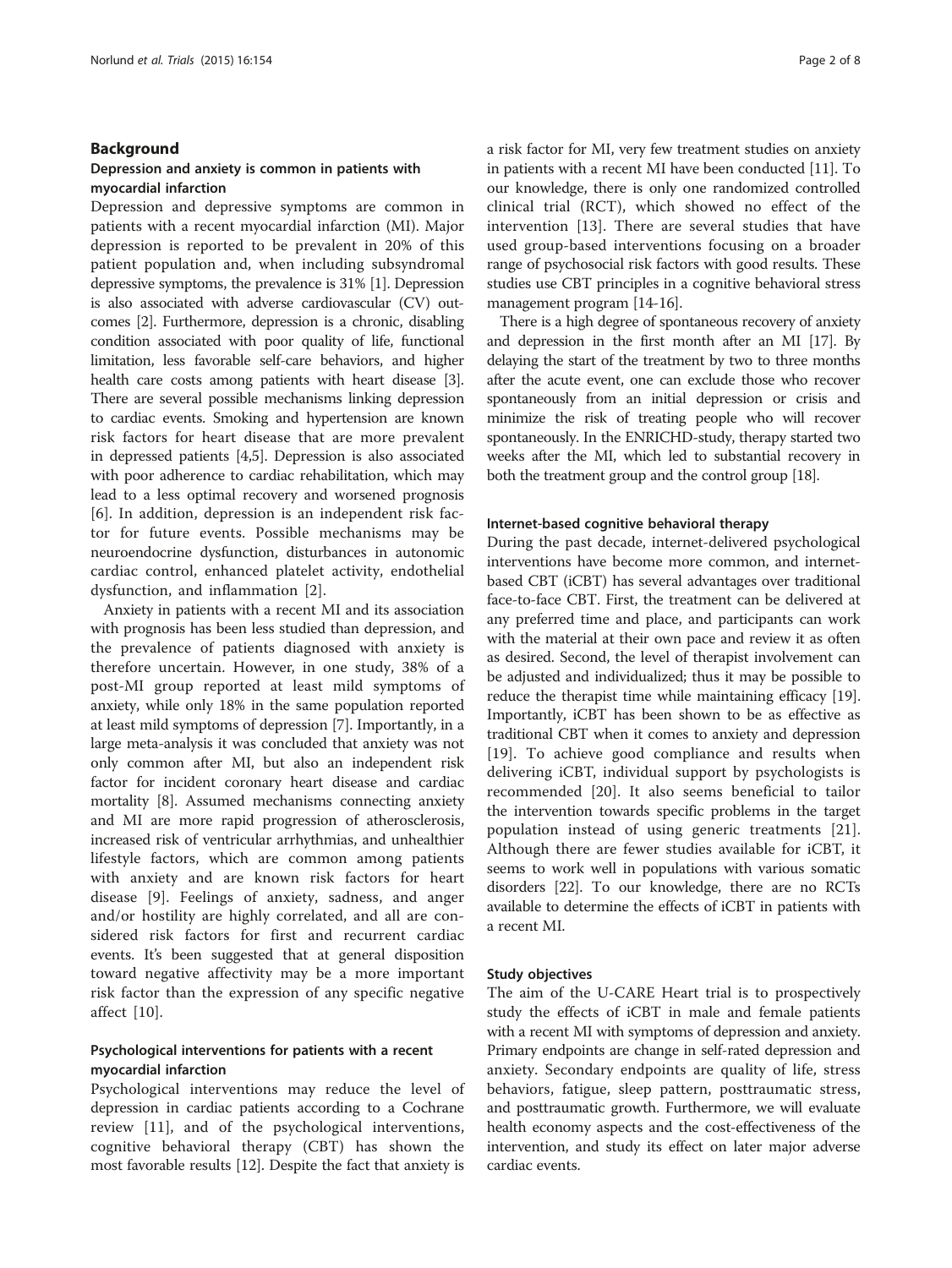## Background

### Depression and anxiety is common in patients with myocardial infarction

Depression and depressive symptoms are common in patients with a recent myocardial infarction (MI). Major depression is reported to be prevalent in 20% of this patient population and, when including subsyndromal depressive symptoms, the prevalence is 31% [1]. Depression is also associated with adverse cardiovascular (CV) outcomes [2]. Furthermore, depression is a chronic, disabling condition associated with poor quality of life, functional limitation, less favorable self-care behaviors, and higher health care costs among patients with heart disease [3]. There are several possible mechanisms linking depression to cardiac events. Smoking and hypertension are known risk factors for heart disease that are more prevalent in depressed patients [4,5]. Depression is also associated with poor adherence to cardiac rehabilitation, which may lead to a less optimal recovery and worsened prognosis [6]. In addition, depression is an independent risk factor for future events. Possible mechanisms may be neuroendocrine dysfunction, disturbances in autonomic cardiac control, enhanced platelet activity, endothelial dysfunction, and inflammation [2].

Anxiety in patients with a recent MI and its association with prognosis has been less studied than depression, and the prevalence of patients diagnosed with anxiety is therefore uncertain. However, in one study, 38% of a post-MI group reported at least mild symptoms of anxiety, while only 18% in the same population reported at least mild symptoms of depression [7]. Importantly, in a large meta-analysis it was concluded that anxiety was not only common after MI, but also an independent risk factor for incident coronary heart disease and cardiac mortality [8]. Assumed mechanisms connecting anxiety and MI are more rapid progression of atherosclerosis, increased risk of ventricular arrhythmias, and unhealthier lifestyle factors, which are common among patients with anxiety and are known risk factors for heart disease [9]. Feelings of anxiety, sadness, and anger and/or hostility are highly correlated, and all are considered risk factors for first and recurrent cardiac events. It's been suggested that at general disposition toward negative affectivity may be a more important risk factor than the expression of any specific negative affect [10].

### Psychological interventions for patients with a recent myocardial infarction

Psychological interventions may reduce the level of depression in cardiac patients according to a Cochrane review [11], and of the psychological interventions, cognitive behavioral therapy (CBT) has shown the most favorable results [12]. Despite the fact that anxiety is a risk factor for MI, very few treatment studies on anxiety in patients with a recent MI have been conducted [11]. To our knowledge, there is only one randomized controlled clinical trial (RCT), which showed no effect of the intervention [13]. There are several studies that have used group-based interventions focusing on a broader range of psychosocial risk factors with good results. These studies use CBT principles in a cognitive behavioral stress management program [14-16].

There is a high degree of spontaneous recovery of anxiety and depression in the first month after an MI [17]. By delaying the start of the treatment by two to three months after the acute event, one can exclude those who recover spontaneously from an initial depression or crisis and minimize the risk of treating people who will recover spontaneously. In the ENRICHD-study, therapy started two weeks after the MI, which led to substantial recovery in both the treatment group and the control group [18].

### Internet-based cognitive behavioral therapy

During the past decade, internet-delivered psychological interventions have become more common, and internet-based CBT (iCBT) has several advantages over traditional face-to-face CBT. First, the treatment can be delivered at any preferred time and place, and participants can work with the material at their own pace and review it as often as desired. Second, the level of therapist involvement can be adjusted and individualized; thus it may be possible to reduce the therapist time while maintaining efficacy [19]. Importantly, iCBT has been shown to be as effective as traditional CBT when it comes to anxiety and depression [19]. To achieve good compliance and results when delivering iCBT, individual support by psychologists is recommended [20]. It also seems beneficial to tailor the intervention towards specific problems in the target population instead of using generic treatments [21]. Although there are fewer studies available for iCBT, it seems to work well in populations with various somatic disorders [22]. To our knowledge, there are no RCTs available to determine the effects of iCBT in patients with a recent MI.

### Study objectives

The aim of the U-CARE Heart trial is to prospectively study the effects of iCBT in male and female patients with a recent MI with symptoms of depression and anxiety. Primary endpoints are change in self-rated depression and anxiety. Secondary endpoints are quality of life, stress behaviors, fatigue, sleep pattern, posttraumatic stress, and posttraumatic growth. Furthermore, we will evaluate health economy aspects and the cost-effectiveness of the intervention, and study its effect on later major adverse cardiac events.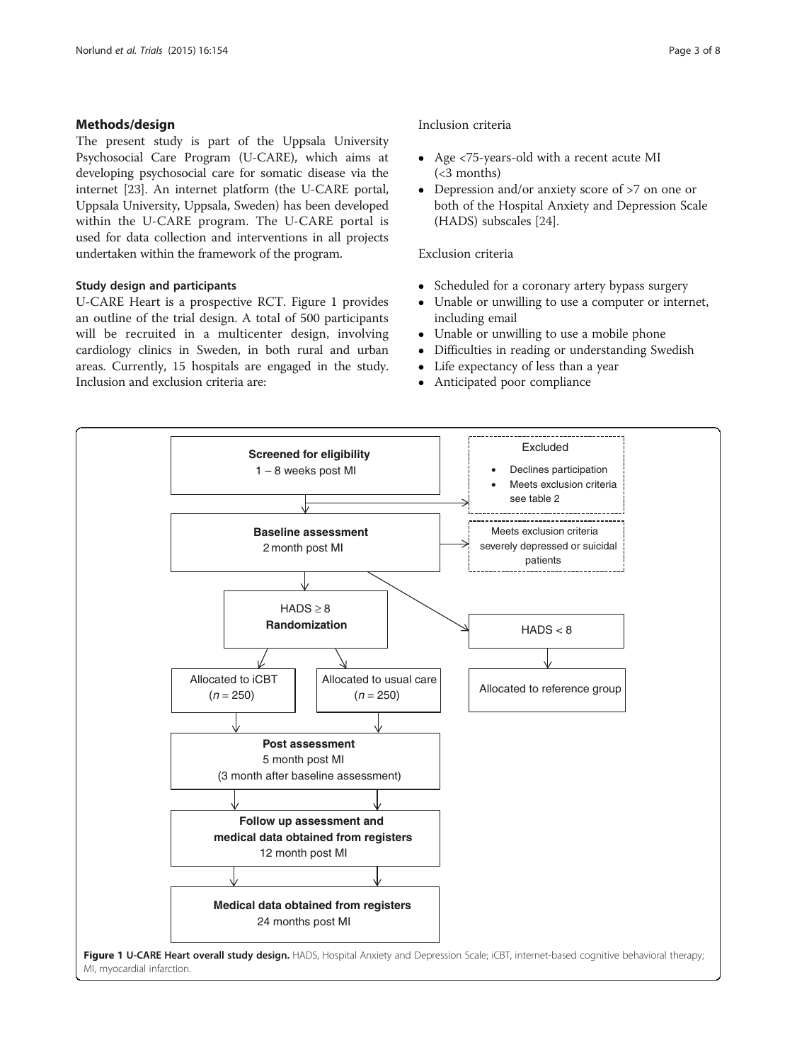## Methods/design

The present study is part of the Uppsala University Psychosocial Care Program (U-CARE), which aims at developing psychosocial care for somatic disease via the internet [23]. An internet platform (the U-CARE portal, Uppsala University, Uppsala, Sweden) has been developed within the U-CARE program. The U-CARE portal is used for data collection and interventions in all projects undertaken within the framework of the program.

### Study design and participants

U-CARE Heart is a prospective RCT. Figure 1 provides an outline of the trial design. A total of 500 participants will be recruited in a multicenter design, involving cardiology clinics in Sweden, in both rural and urban areas. Currently, 15 hospitals are engaged in the study. Inclusion and exclusion criteria are:

Inclusion criteria

- Age <75-years-old with a recent acute MI (<3 months)
- Depression and/or anxiety score of >7 on one or both of the Hospital Anxiety and Depression Scale (HADS) subscales [24].

Exclusion criteria

- Scheduled for a coronary artery bypass surgery
- Unable or unwilling to use a computer or internet, including email
- Unable or unwilling to use a mobile phone
- Difficulties in reading or understanding Swedish
- Life expectancy of less than a year
- Anticipated poor compliance

**Screened for eligibility**
1 – 8 weeks post MI

Excluded
- Declines participation
- Meets exclusion criteria see table 2

**Baseline assessment**
2 month post MI

Meets exclusion criteria severely depressed or suicidal patients

HADS ≥ 8
**Randomization**

HADS < 8

Allocated to iCBT ($n$ = 250)

Allocated to usual care ($n$ = 250)

Allocated to reference group

**Post assessment**
5 month post MI
(3 month after baseline assessment)

**Follow up assessment and medical data obtained from registers**
12 month post MI

**Medical data obtained from registers**
24 months post MI

**Figure 1 U-CARE Heart overall study design.** HADS, Hospital Anxiety and Depression Scale; iCBT, internet-based cognitive behavioral therapy; MI, myocardial infarction.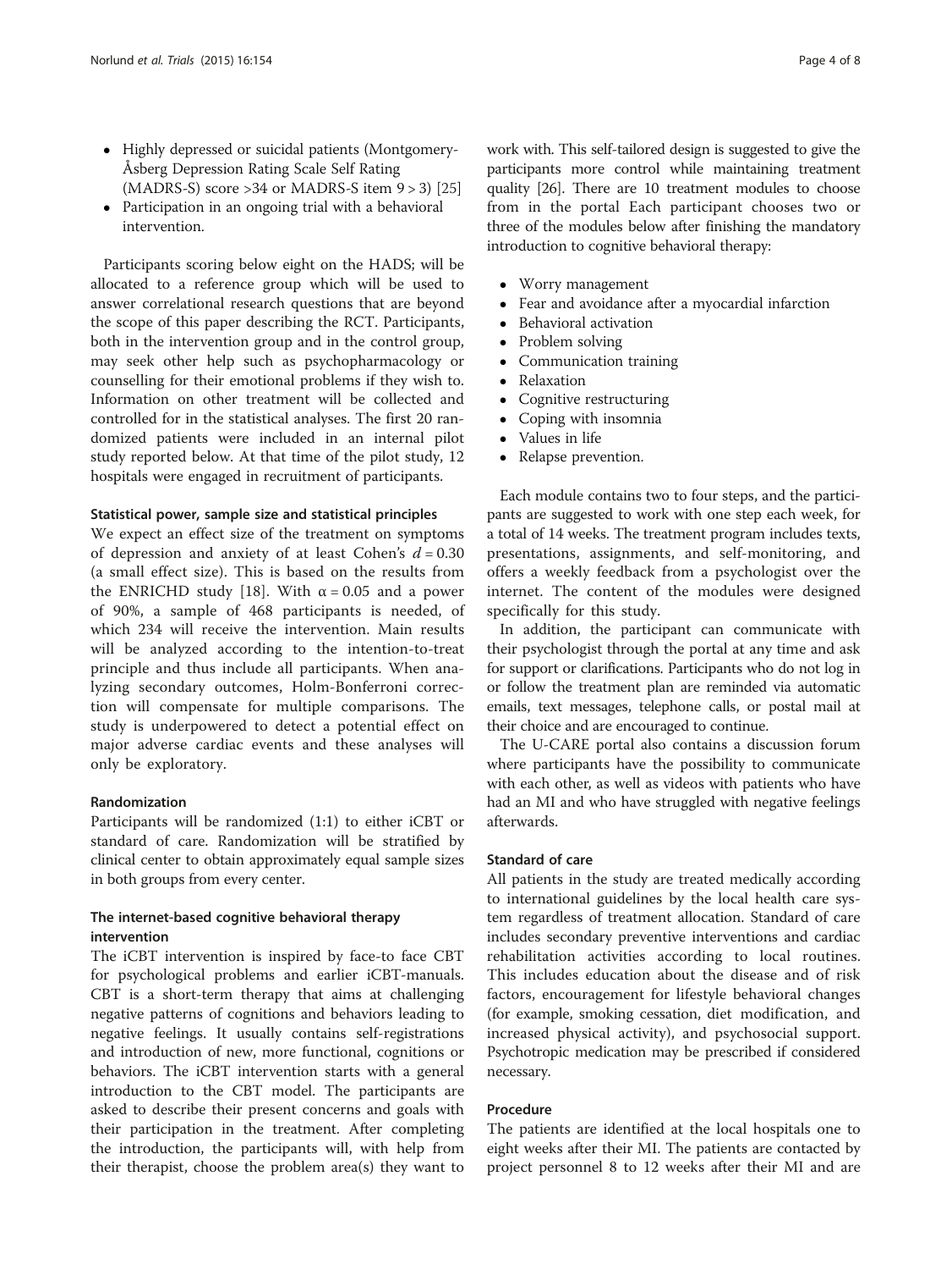- Highly depressed or suicidal patients (Montgomery-Åsberg Depression Rating Scale Self Rating (MADRS-S) score >34 or MADRS-S item 9 > 3) [25]
- Participation in an ongoing trial with a behavioral intervention.

Participants scoring below eight on the HADS; will be allocated to a reference group which will be used to answer correlational research questions that are beyond the scope of this paper describing the RCT. Participants, both in the intervention group and in the control group, may seek other help such as psychopharmacology or counselling for their emotional problems if they wish to. Information on other treatment will be collected and controlled for in the statistical analyses. The first 20 randomized patients were included in an internal pilot study reported below. At that time of the pilot study, 12 hospitals were engaged in recruitment of participants.

### Statistical power, sample size and statistical principles

We expect an effect size of the treatment on symptoms of depression and anxiety of at least Cohen's $d = 0.30$ (a small effect size). This is based on the results from the ENRICHD study [18]. With $\alpha = 0.05$ and a power of 90%, a sample of 468 participants is needed, of which 234 will receive the intervention. Main results will be analyzed according to the intention-to-treat principle and thus include all participants. When analyzing secondary outcomes, Holm-Bonferroni correction will compensate for multiple comparisons. The study is underpowered to detect a potential effect on major adverse cardiac events and these analyses will only be exploratory.

### Randomization

Participants will be randomized (1:1) to either iCBT or standard of care. Randomization will be stratified by clinical center to obtain approximately equal sample sizes in both groups from every center.

### The internet-based cognitive behavioral therapy intervention

The iCBT intervention is inspired by face-to face CBT for psychological problems and earlier iCBT-manuals. CBT is a short-term therapy that aims at challenging negative patterns of cognitions and behaviors leading to negative feelings. It usually contains self-registrations and introduction of new, more functional, cognitions or behaviors. The iCBT intervention starts with a general introduction to the CBT model. The participants are asked to describe their present concerns and goals with their participation in the treatment. After completing the introduction, the participants will, with help from their therapist, choose the problem area(s) they want to work with. This self-tailored design is suggested to give the participants more control while maintaining treatment quality [26]. There are 10 treatment modules to choose from in the portal Each participant chooses two or three of the modules below after finishing the mandatory introduction to cognitive behavioral therapy:

- Worry management
- Fear and avoidance after a myocardial infarction
- Behavioral activation
- Problem solving
- Communication training
- Relaxation
- Cognitive restructuring
- Coping with insomnia
- Values in life
- Relapse prevention.

Each module contains two to four steps, and the participants are suggested to work with one step each week, for a total of 14 weeks. The treatment program includes texts, presentations, assignments, and self-monitoring, and offers a weekly feedback from a psychologist over the internet. The content of the modules were designed specifically for this study.

In addition, the participant can communicate with their psychologist through the portal at any time and ask for support or clarifications. Participants who do not log in or follow the treatment plan are reminded via automatic emails, text messages, telephone calls, or postal mail at their choice and are encouraged to continue.

The U-CARE portal also contains a discussion forum where participants have the possibility to communicate with each other, as well as videos with patients who have had an MI and who have struggled with negative feelings afterwards.

### Standard of care

All patients in the study are treated medically according to international guidelines by the local health care system regardless of treatment allocation. Standard of care includes secondary preventive interventions and cardiac rehabilitation activities according to local routines. This includes education about the disease and of risk factors, encouragement for lifestyle behavioral changes (for example, smoking cessation, diet modification, and increased physical activity), and psychosocial support. Psychotropic medication may be prescribed if considered necessary.

### Procedure

The patients are identified at the local hospitals one to eight weeks after their MI. The patients are contacted by project personnel 8 to 12 weeks after their MI and are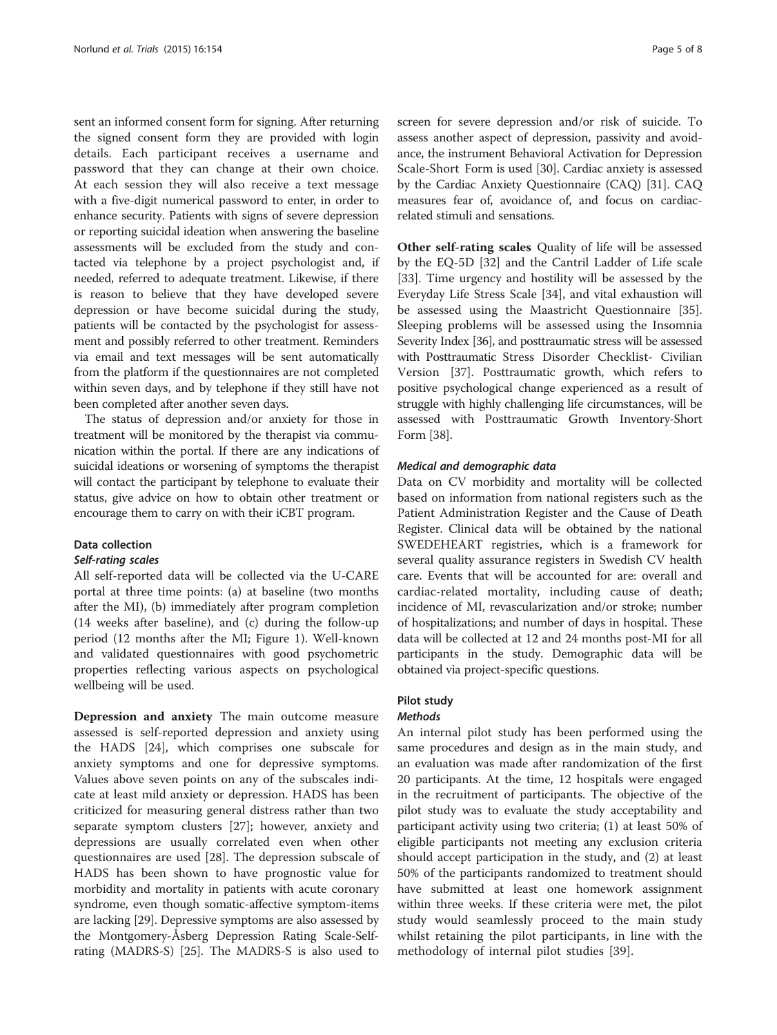sent an informed consent form for signing. After returning the signed consent form they are provided with login details. Each participant receives a username and password that they can change at their own choice. At each session they will also receive a text message with a five-digit numerical password to enter, in order to enhance security. Patients with signs of severe depression or reporting suicidal ideation when answering the baseline assessments will be excluded from the study and contacted via telephone by a project psychologist and, if needed, referred to adequate treatment. Likewise, if there is reason to believe that they have developed severe depression or have become suicidal during the study, patients will be contacted by the psychologist for assessment and possibly referred to other treatment. Reminders via email and text messages will be sent automatically from the platform if the questionnaires are not completed within seven days, and by telephone if they still have not been completed after another seven days.

The status of depression and/or anxiety for those in treatment will be monitored by the therapist via communication within the portal. If there are any indications of suicidal ideations or worsening of symptoms the therapist will contact the participant by telephone to evaluate their status, give advice on how to obtain other treatment or encourage them to carry on with their iCBT program.

### Data collection

#### *Self-rating scales*

All self-reported data will be collected via the U-CARE portal at three time points: (a) at baseline (two months after the MI), (b) immediately after program completion (14 weeks after baseline), and (c) during the follow-up period (12 months after the MI; Figure 1). Well-known and validated questionnaires with good psychometric properties reflecting various aspects on psychological wellbeing will be used.

**Depression and anxiety** The main outcome measure assessed is self-reported depression and anxiety using the HADS [24], which comprises one subscale for anxiety symptoms and one for depressive symptoms. Values above seven points on any of the subscales indicate at least mild anxiety or depression. HADS has been criticized for measuring general distress rather than two separate symptom clusters [27]; however, anxiety and depressions are usually correlated even when other questionnaires are used [28]. The depression subscale of HADS has been shown to have prognostic value for morbidity and mortality in patients with acute coronary syndrome, even though somatic-affective symptom-items are lacking [29]. Depressive symptoms are also assessed by the Montgomery-Åsberg Depression Rating Scale-Self-rating (MADRS-S) [25]. The MADRS-S is also used to screen for severe depression and/or risk of suicide. To assess another aspect of depression, passivity and avoidance, the instrument Behavioral Activation for Depression Scale-Short Form is used [30]. Cardiac anxiety is assessed by the Cardiac Anxiety Questionnaire (CAQ) [31]. CAQ measures fear of, avoidance of, and focus on cardiac-related stimuli and sensations.

**Other self-rating scales** Quality of life will be assessed by the EQ-5D [32] and the Cantril Ladder of Life scale [33]. Time urgency and hostility will be assessed by the Everyday Life Stress Scale [34], and vital exhaustion will be assessed using the Maastricht Questionnaire [35]. Sleeping problems will be assessed using the Insomnia Severity Index [36], and posttraumatic stress will be assessed with Posttraumatic Stress Disorder Checklist- Civilian Version [37]. Posttraumatic growth, which refers to positive psychological change experienced as a result of struggle with highly challenging life circumstances, will be assessed with Posttraumatic Growth Inventory-Short Form [38].

#### *Medical and demographic data*

Data on CV morbidity and mortality will be collected based on information from national registers such as the Patient Administration Register and the Cause of Death Register. Clinical data will be obtained by the national SWEDEHEART registries, which is a framework for several quality assurance registers in Swedish CV health care. Events that will be accounted for are: overall and cardiac-related mortality, including cause of death; incidence of MI, revascularization and/or stroke; number of hospitalizations; and number of days in hospital. These data will be collected at 12 and 24 months post-MI for all participants in the study. Demographic data will be obtained via project-specific questions.

### Pilot study

#### *Methods*

An internal pilot study has been performed using the same procedures and design as in the main study, and an evaluation was made after randomization of the first 20 participants. At the time, 12 hospitals were engaged in the recruitment of participants. The objective of the pilot study was to evaluate the study acceptability and participant activity using two criteria; (1) at least 50% of eligible participants not meeting any exclusion criteria should accept participation in the study, and (2) at least 50% of the participants randomized to treatment should have submitted at least one homework assignment within three weeks. If these criteria were met, the pilot study would seamlessly proceed to the main study whilst retaining the pilot participants, in line with the methodology of internal pilot studies [39].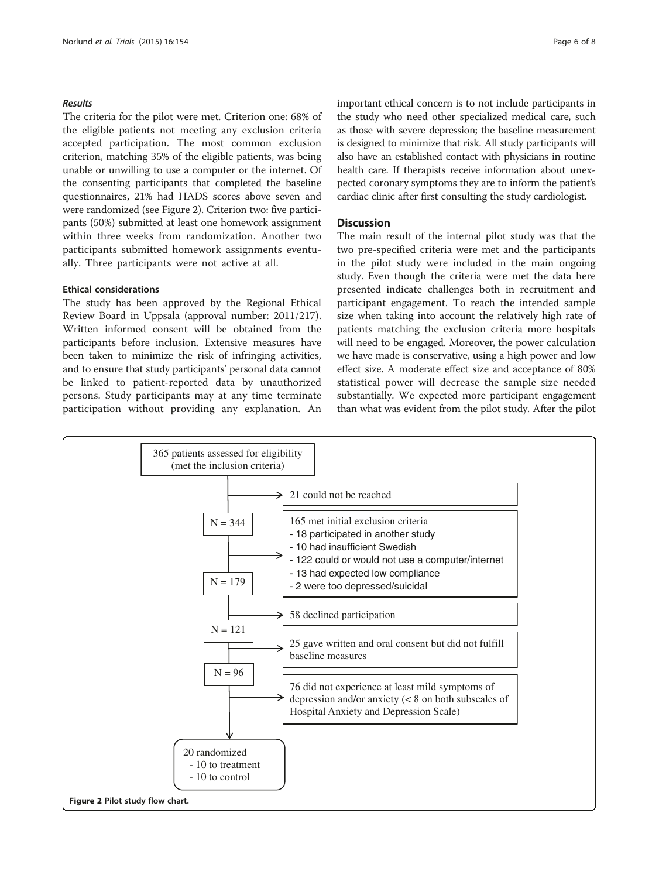### *Results*

The criteria for the pilot were met. Criterion one: 68% of the eligible patients not meeting any exclusion criteria accepted participation. The most common exclusion criterion, matching 35% of the eligible patients, was being unable or unwilling to use a computer or the internet. Of the consenting participants that completed the baseline questionnaires, 21% had HADS scores above seven and were randomized (see Figure 2). Criterion two: five participants (50%) submitted at least one homework assignment within three weeks from randomization. Another two participants submitted homework assignments eventually. Three participants were not active at all.

#### Ethical considerations

The study has been approved by the Regional Ethical Review Board in Uppsala (approval number: 2011/217). Written informed consent will be obtained from the participants before inclusion. Extensive measures have been taken to minimize the risk of infringing activities, and to ensure that study participants' personal data cannot be linked to patient-reported data by unauthorized persons. Study participants may at any time terminate participation without providing any explanation. An important ethical concern is to not include participants in the study who need other specialized medical care, such as those with severe depression; the baseline measurement is designed to minimize that risk. All study participants will also have an established contact with physicians in routine health care. If therapists receive information about unexpected coronary symptoms they are to inform the patient's cardiac clinic after first consulting the study cardiologist.

## Discussion

The main result of the internal pilot study was that the two pre-specified criteria were met and the participants in the pilot study were included in the main ongoing study. Even though the criteria were met the data here presented indicate challenges both in recruitment and participant engagement. To reach the intended sample size when taking into account the relatively high rate of patients matching the exclusion criteria more hospitals will need to be engaged. Moreover, the power calculation we have made is conservative, using a high power and low effect size. A moderate effect size and acceptance of 80% statistical power will decrease the sample size needed substantially. We expected more participant engagement than what was evident from the pilot study. After the pilot

365 patients assessed for eligibility (met the inclusion criteria)

→ 21 could not be reached

N = 344

→ 165 met initial exclusion criteria
- 18 participated in another study
- 10 had insufficient Swedish
- 122 could or would not use a computer/internet
- 13 had expected low compliance
- 2 were too depressed/suicidal

N = 179

→ 58 declined participation

N = 121

→ 25 gave written and oral consent but did not fulfill baseline measures

N = 96

→ 76 did not experience at least mild symptoms of depression and/or anxiety (< 8 on both subscales of Hospital Anxiety and Depression Scale)

20 randomized
- 10 to treatment
- 10 to control

**Figure 2** Pilot study flow chart.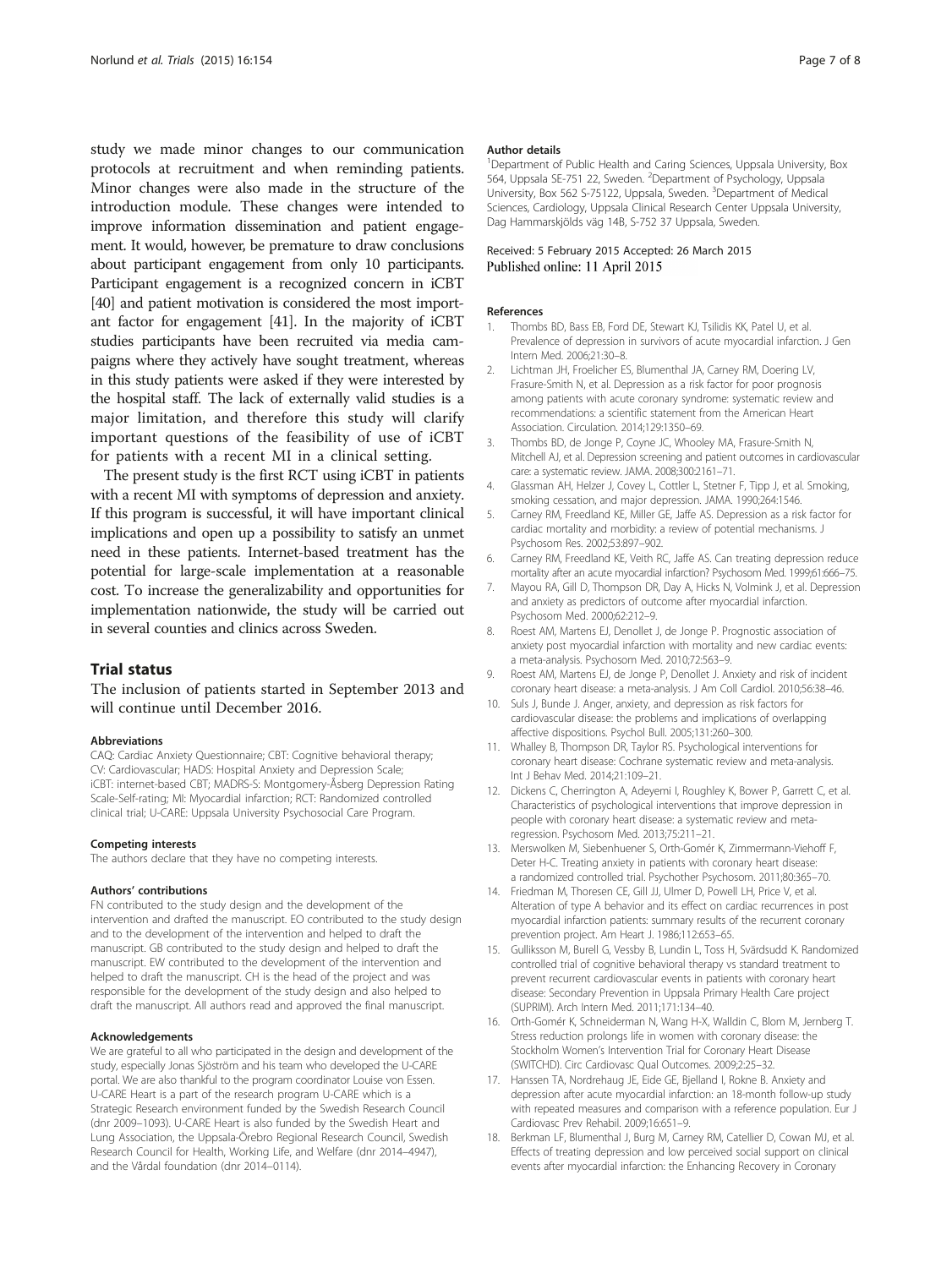study we made minor changes to our communication protocols at recruitment and when reminding patients. Minor changes were also made in the structure of the introduction module. These changes were intended to improve information dissemination and patient engagement. It would, however, be premature to draw conclusions about participant engagement from only 10 participants. Participant engagement is a recognized concern in iCBT [40] and patient motivation is considered the most important factor for engagement [41]. In the majority of iCBT studies participants have been recruited via media campaigns where they actively have sought treatment, whereas in this study patients were asked if they were interested by the hospital staff. The lack of externally valid studies is a major limitation, and therefore this study will clarify important questions of the feasibility of use of iCBT for patients with a recent MI in a clinical setting.

The present study is the first RCT using iCBT in patients with a recent MI with symptoms of depression and anxiety. If this program is successful, it will have important clinical implications and open up a possibility to satisfy an unmet need in these patients. Internet-based treatment has the potential for large-scale implementation at a reasonable cost. To increase the generalizability and opportunities for implementation nationwide, the study will be carried out in several counties and clinics across Sweden.

## Trial status

The inclusion of patients started in September 2013 and will continue until December 2016.

#### Abbreviations

CAQ: Cardiac Anxiety Questionnaire; CBT: Cognitive behavioral therapy; CV: Cardiovascular; HADS: Hospital Anxiety and Depression Scale; iCBT: internet-based CBT; MADRS-S: Montgomery-Åsberg Depression Rating Scale-Self-rating; MI: Myocardial infarction; RCT: Randomized controlled clinical trial; U-CARE: Uppsala University Psychosocial Care Program.

#### Competing interests

The authors declare that they have no competing interests.

#### Authors' contributions

FN contributed to the study design and the development of the intervention and drafted the manuscript. EO contributed to the study design and to the development of the intervention and helped to draft the manuscript. GB contributed to the study design and helped to draft the manuscript. EW contributed to the development of the intervention and helped to draft the manuscript. CH is the head of the project and was responsible for the development of the study design and also helped to draft the manuscript. All authors read and approved the final manuscript.

#### Acknowledgements

We are grateful to all who participated in the design and development of the study, especially Jonas Sjöström and his team who developed the U-CARE portal. We are also thankful to the program coordinator Louise von Essen. U-CARE Heart is a part of the research program U-CARE which is a Strategic Research environment funded by the Swedish Research Council (dnr 2009–1093). U-CARE Heart is also funded by the Swedish Heart and Lung Association, the Uppsala-Örebro Regional Research Council, Swedish Research Council for Health, Working Life, and Welfare (dnr 2014–4947), and the Vårdal foundation (dnr 2014–0114).

#### Author details

[1]Department of Public Health and Caring Sciences, Uppsala University, Box 564, Uppsala SE-751 22, Sweden. [2]Department of Psychology, Uppsala University, Box 562 S-75122, Uppsala, Sweden. [3]Department of Medical Sciences, Cardiology, Uppsala Clinical Research Center Uppsala University, Dag Hammarskjölds väg 14B, S-752 37 Uppsala, Sweden.

Received: 5 February 2015 Accepted: 26 March 2015
Published online: 11 April 2015

#### References

1. Thombs BD, Bass EB, Ford DE, Stewart KJ, Tsilidis KK, Patel U, et al. Prevalence of depression in survivors of acute myocardial infarction. J Gen Intern Med. 2006;21:30–8.
2. Lichtman JH, Froelicher ES, Blumenthal JA, Carney RM, Doering LV, Frasure-Smith N, et al. Depression as a risk factor for poor prognosis among patients with acute coronary syndrome: systematic review and recommendations: a scientific statement from the American Heart Association. Circulation. 2014;129:1350–69.
3. Thombs BD, de Jonge P, Coyne JC, Whooley MA, Frasure-Smith N, Mitchell AJ, et al. Depression screening and patient outcomes in cardiovascular care: a systematic review. JAMA. 2008;300:2161–71.
4. Glassman AH, Helzer J, Covey L, Cottler L, Stetner F, Tipp J, et al. Smoking, smoking cessation, and major depression. JAMA. 1990;264:1546.
5. Carney RM, Freedland KE, Miller GE, Jaffe AS. Depression as a risk factor for cardiac mortality and morbidity: a review of potential mechanisms. J Psychosom Res. 2002;53:897–902.
6. Carney RM, Freedland KE, Veith RC, Jaffe AS. Can treating depression reduce mortality after an acute myocardial infarction? Psychosom Med. 1999;61:666–75.
7. Mayou RA, Gill D, Thompson DR, Day A, Hicks N, Volmink J, et al. Depression and anxiety as predictors of outcome after myocardial infarction. Psychosom Med. 2000;62:212–9.
8. Roest AM, Martens EJ, Denollet J, de Jonge P. Prognostic association of anxiety post myocardial infarction with mortality and new cardiac events: a meta-analysis. Psychosom Med. 2010;72:563–9.
9. Roest AM, Martens EJ, de Jonge P, Denollet J. Anxiety and risk of incident coronary heart disease: a meta-analysis. J Am Coll Cardiol. 2010;56:38–46.
10. Suls J, Bunde J. Anger, anxiety, and depression as risk factors for cardiovascular disease: the problems and implications of overlapping affective dispositions. Psychol Bull. 2005;131:260–300.
11. Whalley B, Thompson DR, Taylor RS. Psychological interventions for coronary heart disease: Cochrane systematic review and meta-analysis. Int J Behav Med. 2014;21:109–21.
12. Dickens C, Cherrington A, Adeyemi I, Roughley K, Bower P, Garrett C, et al. Characteristics of psychological interventions that improve depression in people with coronary heart disease: a systematic review and meta-regression. Psychosom Med. 2013;75:211–21.
13. Merswolken M, Siebenhuener S, Orth-Gomér K, Zimmermann-Viehoff F, Deter H-C. Treating anxiety in patients with coronary heart disease: a randomized controlled trial. Psychother Psychosom. 2011;80:365–70.
14. Friedman M, Thoresen CE, Gill JJ, Ulmer D, Powell LH, Price V, et al. Alteration of type A behavior and its effect on cardiac recurrences in post myocardial infarction patients: summary results of the recurrent coronary prevention project. Am Heart J. 1986;112:653–65.
15. Gulliksson M, Burell G, Vessby B, Lundin L, Toss H, Svärdsudd K. Randomized controlled trial of cognitive behavioral therapy vs standard treatment to prevent recurrent cardiovascular events in patients with coronary heart disease: Secondary Prevention in Uppsala Primary Health Care project (SUPRIM). Arch Intern Med. 2011;171:134–40.
16. Orth-Gomér K, Schneiderman N, Wang H-X, Walldin C, Blom M, Jernberg T. Stress reduction prolongs life in women with coronary disease: the Stockholm Women's Intervention Trial for Coronary Heart Disease (SWITCHD). Circ Cardiovasc Qual Outcomes. 2009;2:25–32.
17. Hanssen TA, Nordrehaug JE, Eide GE, Bjelland I, Rokne B. Anxiety and depression after acute myocardial infarction: an 18-month follow-up study with repeated measures and comparison with a reference population. Eur J Cardiovasc Prev Rehabil. 2009;16:651–9.
18. Berkman LF, Blumenthal J, Burg M, Carney RM, Catellier D, Cowan MJ, et al. Effects of treating depression and low perceived social support on clinical events after myocardial infarction: the Enhancing Recovery in Coronary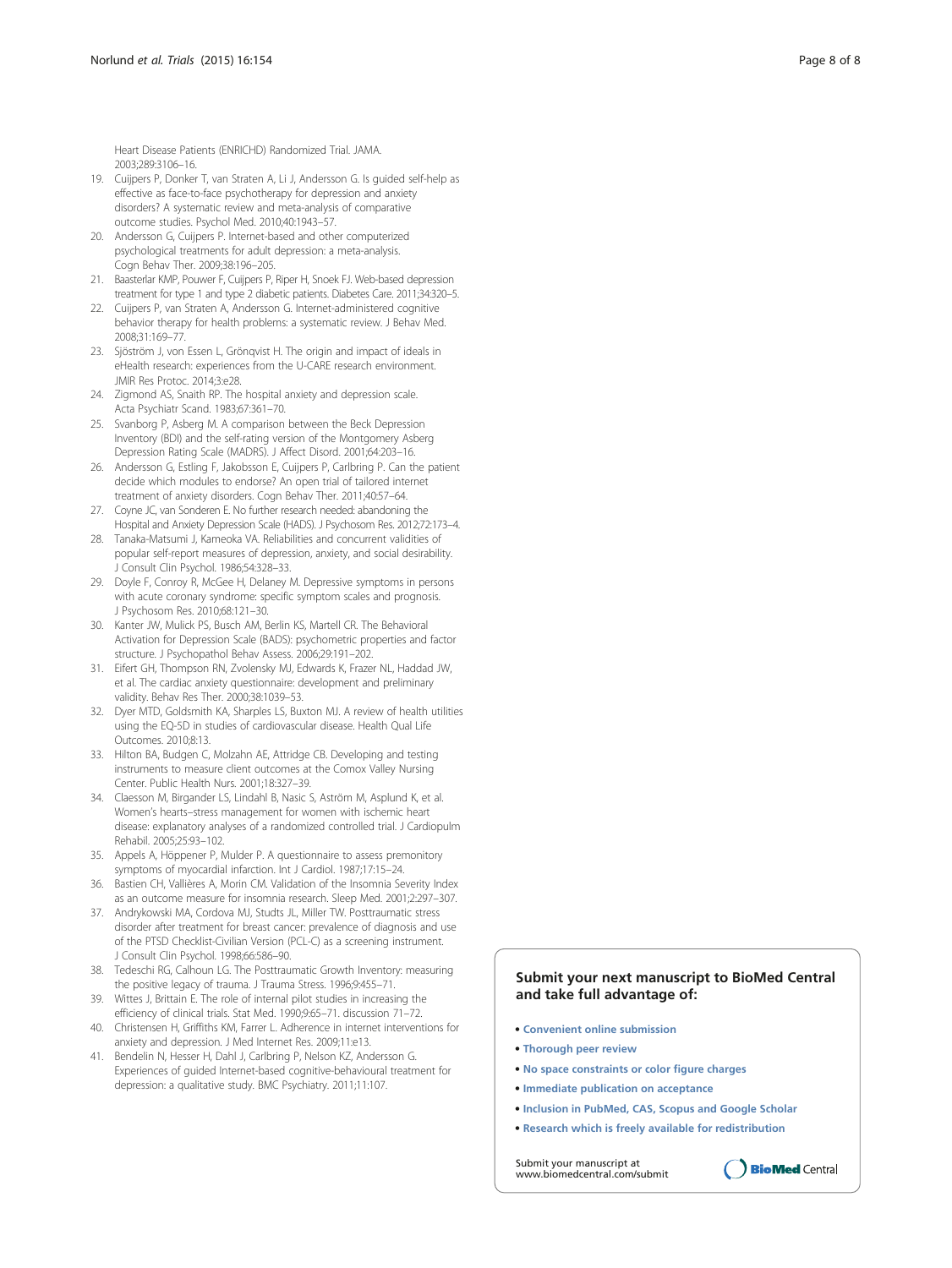Heart Disease Patients (ENRICHD) Randomized Trial. JAMA. 2003;289:3106–16.

19. Cuijpers P, Donker T, van Straten A, Li J, Andersson G. Is guided self-help as effective as face-to-face psychotherapy for depression and anxiety disorders? A systematic review and meta-analysis of comparative outcome studies. Psychol Med. 2010;40:1943–57.
20. Andersson G, Cuijpers P. Internet-based and other computerized psychological treatments for adult depression: a meta-analysis. Cogn Behav Ther. 2009;38:196–205.
21. Baasterlar KMP, Pouwer F, Cuijpers P, Riper H, Snoek FJ. Web-based depression treatment for type 1 and type 2 diabetic patients. Diabetes Care. 2011;34:320–5.
22. Cuijpers P, van Straten A, Andersson G. Internet-administered cognitive behavior therapy for health problems: a systematic review. J Behav Med. 2008;31:169–77.
23. Sjöström J, von Essen L, Grönqvist H. The origin and impact of ideals in eHealth research: experiences from the U-CARE research environment. JMIR Res Protoc. 2014;3:e28.
24. Zigmond AS, Snaith RP. The hospital anxiety and depression scale. Acta Psychiatr Scand. 1983;67:361–70.
25. Svanborg P, Asberg M. A comparison between the Beck Depression Inventory (BDI) and the self-rating version of the Montgomery Asberg Depression Rating Scale (MADRS). J Affect Disord. 2001;64:203–16.
26. Andersson G, Estling F, Jakobsson E, Cuijpers P, Carlbring P. Can the patient decide which modules to endorse? An open trial of tailored internet treatment of anxiety disorders. Cogn Behav Ther. 2011;40:57–64.
27. Coyne JC, van Sonderen E. No further research needed: abandoning the Hospital and Anxiety Depression Scale (HADS). J Psychosom Res. 2012;72:173–4.
28. Tanaka-Matsumi J, Kameoka VA. Reliabilities and concurrent validities of popular self-report measures of depression, anxiety, and social desirability. J Consult Clin Psychol. 1986;54:328–33.
29. Doyle F, Conroy R, McGee H, Delaney M. Depressive symptoms in persons with acute coronary syndrome: specific symptom scales and prognosis. J Psychosom Res. 2010;68:121–30.
30. Kanter JW, Mulick PS, Busch AM, Berlin KS, Martell CR. The Behavioral Activation for Depression Scale (BADS): psychometric properties and factor structure. J Psychopathol Behav Assess. 2006;29:191–202.
31. Eifert GH, Thompson RN, Zvolensky MJ, Edwards K, Frazer NL, Haddad JW, et al. The cardiac anxiety questionnaire: development and preliminary validity. Behav Res Ther. 2000;38:1039–53.
32. Dyer MTD, Goldsmith KA, Sharples LS, Buxton MJ. A review of health utilities using the EQ-5D in studies of cardiovascular disease. Health Qual Life Outcomes. 2010;8:13.
33. Hilton BA, Budgen C, Molzahn AE, Attridge CB. Developing and testing instruments to measure client outcomes at the Comox Valley Nursing Center. Public Health Nurs. 2001;18:327–39.
34. Claesson M, Birgander LS, Lindahl B, Nasic S, Aström M, Asplund K, et al. Women's hearts–stress management for women with ischemic heart disease: explanatory analyses of a randomized controlled trial. J Cardiopulm Rehabil. 2005;25:93–102.
35. Appels A, Höppener P, Mulder P. A questionnaire to assess premonitory symptoms of myocardial infarction. Int J Cardiol. 1987;17:15–24.
36. Bastien CH, Vallières A, Morin CM. Validation of the Insomnia Severity Index as an outcome measure for insomnia research. Sleep Med. 2001;2:297–307.
37. Andrykowski MA, Cordova MJ, Studts JL, Miller TW. Posttraumatic stress disorder after treatment for breast cancer: prevalence of diagnosis and use of the PTSD Checklist-Civilian Version (PCL-C) as a screening instrument. J Consult Clin Psychol. 1998;66:586–90.
38. Tedeschi RG, Calhoun LG. The Posttraumatic Growth Inventory: measuring the positive legacy of trauma. J Trauma Stress. 1996;9:455–71.
39. Wittes J, Brittain E. The role of internal pilot studies in increasing the efficiency of clinical trials. Stat Med. 1990;9:65–71. discussion 71–72.
40. Christensen H, Griffiths KM, Farrer L. Adherence in internet interventions for anxiety and depression. J Med Internet Res. 2009;11:e13.
41. Bendelin N, Hesser H, Dahl J, Carlbring P, Nelson KZ, Andersson G. Experiences of guided Internet-based cognitive-behavioural treatment for depression: a qualitative study. BMC Psychiatry. 2011;11:107.

**Submit your next manuscript to BioMed Central and take full advantage of:**

- **Convenient online submission**
- **Thorough peer review**
- **No space constraints or color figure charges**
- **Immediate publication on acceptance**
- **Inclusion in PubMed, CAS, Scopus and Google Scholar**
- **Research which is freely available for redistribution**

Submit your manuscript at www.biomedcentral.com/submit

BioMed Central